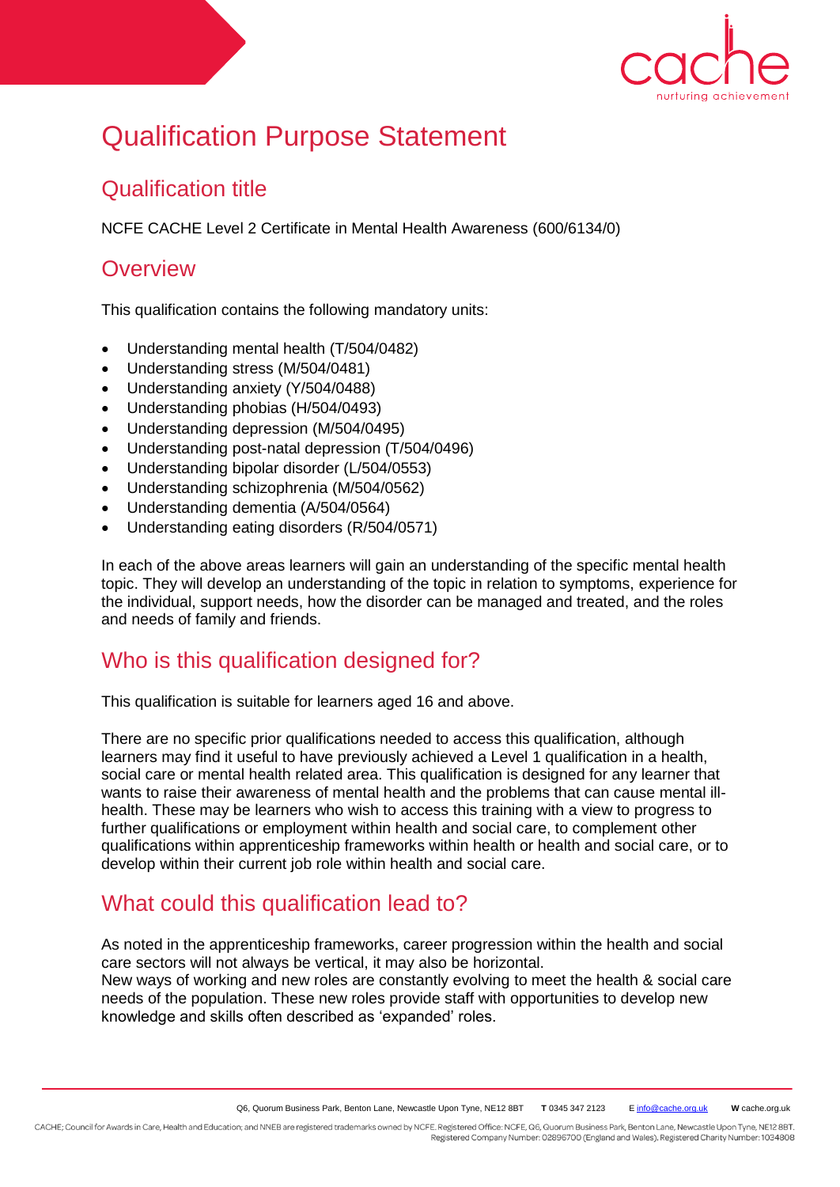# Qualification Purpose Statement

## Qualification title

NCFE CACHE Level 2 Certificate in Mental Health Awareness (600/6134/0)

## Overview

This qualification contains the following mandatory units:

- Understanding mental health (T/504/0482)
- Understanding stress (M/504/0481)
- Understanding anxiety (Y/504/0488)
- Understanding phobias (H/504/0493)
- Understanding depression (M/504/0495)
- Understanding post-natal depression (T/504/0496)
- Understanding bipolar disorder (L/504/0553)
- Understanding schizophrenia (M/504/0562)
- Understanding dementia (A/504/0564)
- Understanding eating disorders (R/504/0571)

In each of the above areas learners will gain an understanding of the specific mental health topic. They will develop an understanding of the topic in relation to symptoms, experience for the individual, support needs, how the disorder can be managed and treated, and the roles and needs of family and friends.

## Who is this qualification designed for?

This qualification is suitable for learners aged 16 and above.

There are no specific prior qualifications needed to access this qualification, although learners may find it useful to have previously achieved a Level 1 qualification in a health, social care or mental health related area. This qualification is designed for any learner that wants to raise their awareness of mental health and the problems that can cause mental ill-health. These may be learners who wish to access this training with a view to progress to further qualifications or employment within health and social care, to complement other qualifications within apprenticeship frameworks within health or health and social care, or to develop within their current job role within health and social care.

## What could this qualification lead to?

As noted in the apprenticeship frameworks, career progression within the health and social care sectors will not always be vertical, it may also be horizontal.
New ways of working and new roles are constantly evolving to meet the health & social care needs of the population. These new roles provide staff with opportunities to develop new knowledge and skills often described as 'expanded' roles.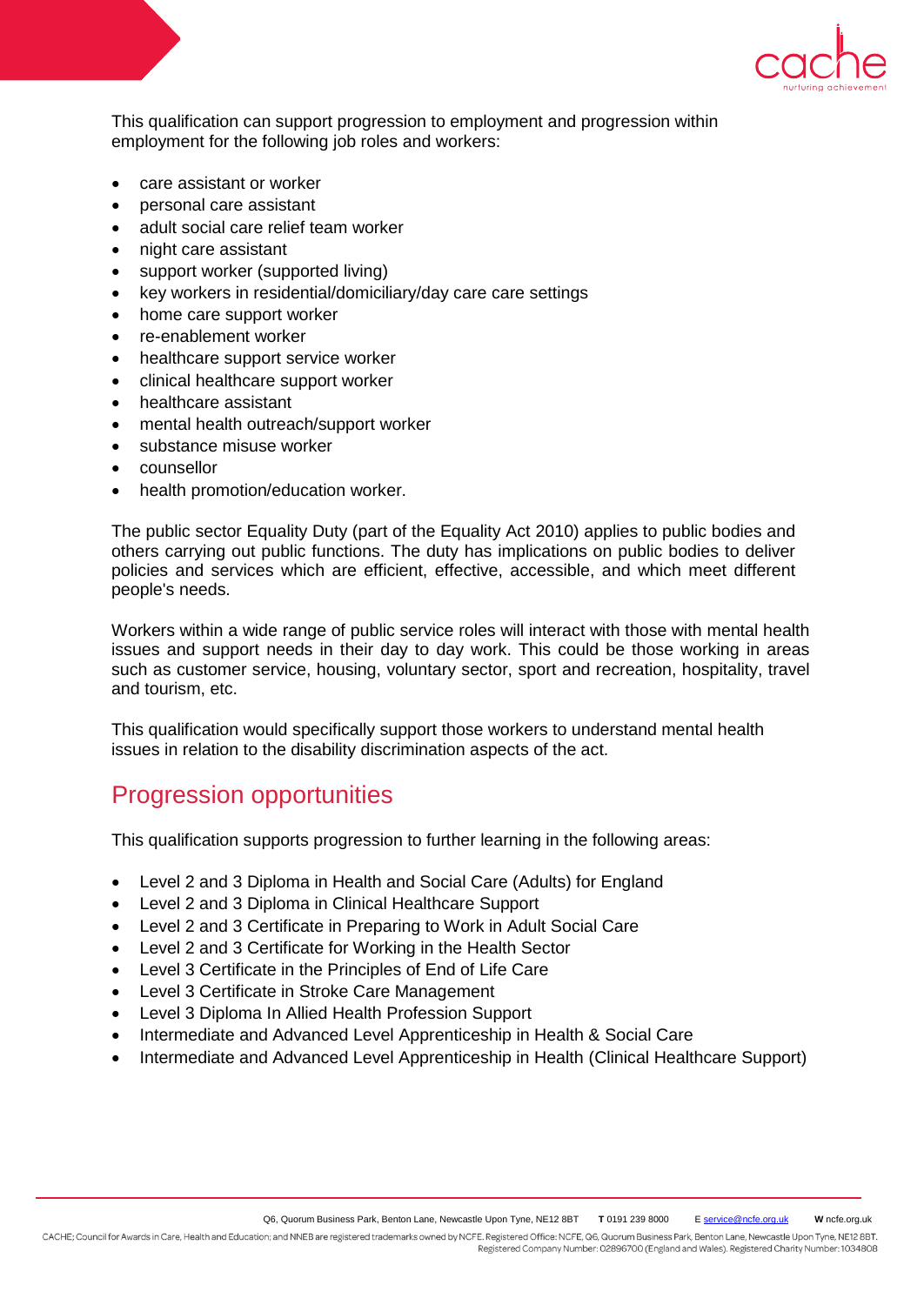This qualification can support progression to employment and progression within employment for the following job roles and workers:

- care assistant or worker
- personal care assistant
- adult social care relief team worker
- night care assistant
- support worker (supported living)
- key workers in residential/domiciliary/day care care settings
- home care support worker
- re-enablement worker
- healthcare support service worker
- clinical healthcare support worker
- healthcare assistant
- mental health outreach/support worker
- substance misuse worker
- counsellor
- health promotion/education worker.

The public sector Equality Duty (part of the Equality Act 2010) applies to public bodies and others carrying out public functions. The duty has implications on public bodies to deliver policies and services which are efficient, effective, accessible, and which meet different people's needs.

Workers within a wide range of public service roles will interact with those with mental health issues and support needs in their day to day work. This could be those working in areas such as customer service, housing, voluntary sector, sport and recreation, hospitality, travel and tourism, etc.

This qualification would specifically support those workers to understand mental health issues in relation to the disability discrimination aspects of the act.

## Progression opportunities

This qualification supports progression to further learning in the following areas:

- Level 2 and 3 Diploma in Health and Social Care (Adults) for England
- Level 2 and 3 Diploma in Clinical Healthcare Support
- Level 2 and 3 Certificate in Preparing to Work in Adult Social Care
- Level 2 and 3 Certificate for Working in the Health Sector
- Level 3 Certificate in the Principles of End of Life Care
- Level 3 Certificate in Stroke Care Management
- Level 3 Diploma In Allied Health Profession Support
- Intermediate and Advanced Level Apprenticeship in Health & Social Care
- Intermediate and Advanced Level Apprenticeship in Health (Clinical Healthcare Support)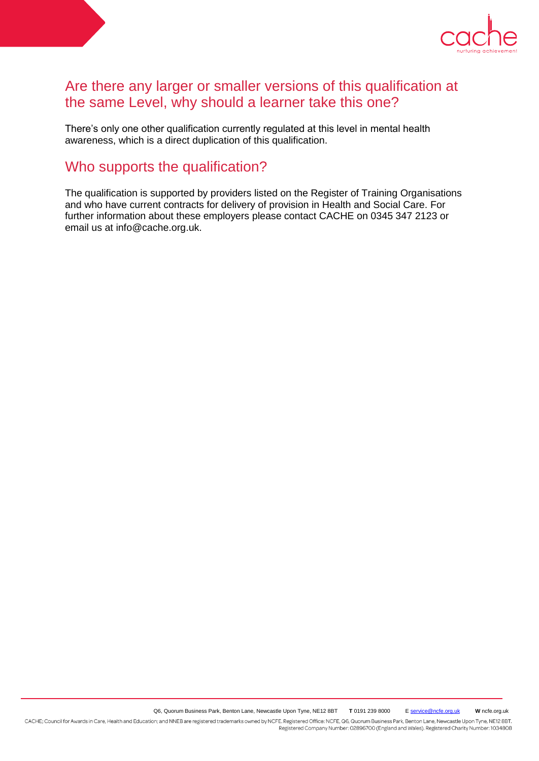## Are there any larger or smaller versions of this qualification at the same Level, why should a learner take this one?

There's only one other qualification currently regulated at this level in mental health awareness, which is a direct duplication of this qualification.

## Who supports the qualification?

The qualification is supported by providers listed on the Register of Training Organisations and who have current contracts for delivery of provision in Health and Social Care. For further information about these employers please contact CACHE on 0345 347 2123 or email us at info@cache.org.uk.